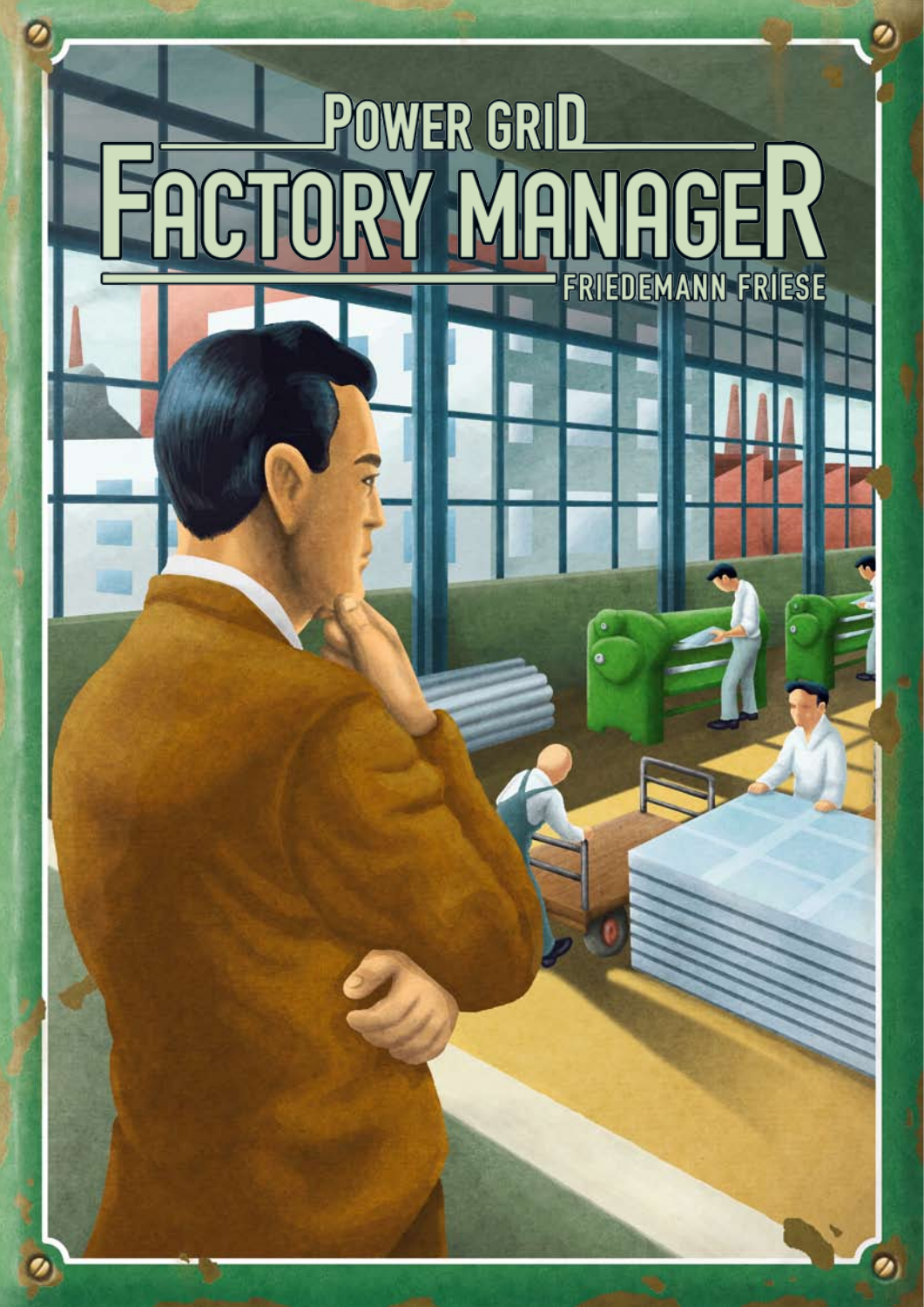# Power Grid

# Factory Manager

Friedemann Friese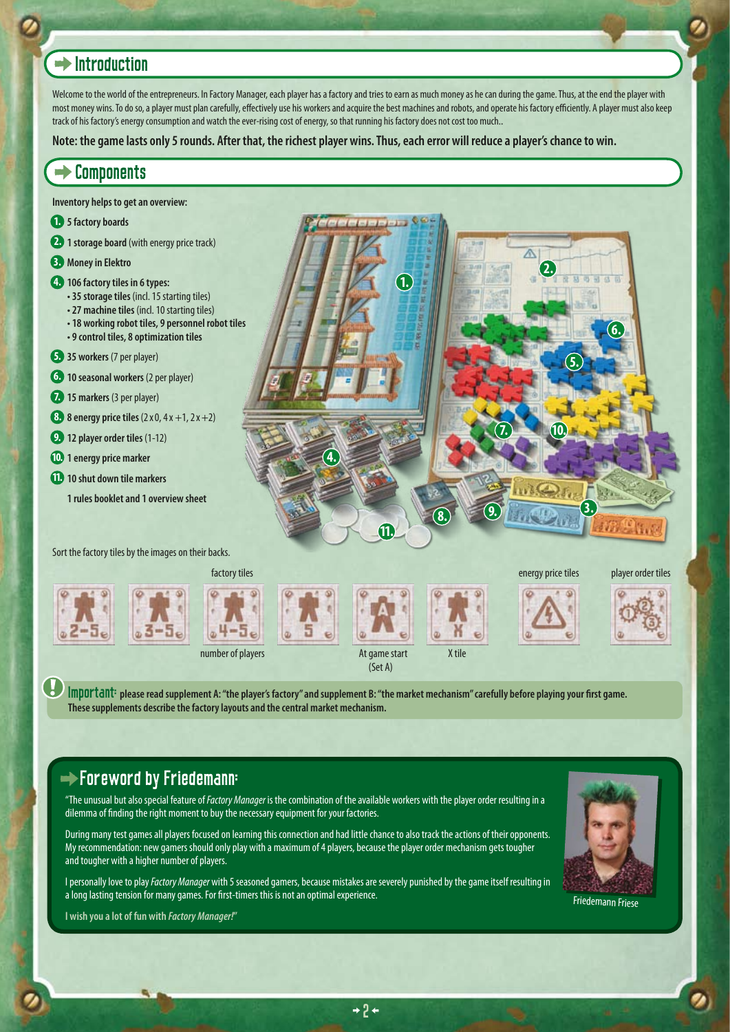## Introduction

Welcome to the world of the entrepreneurs. In Factory Manager, each player has a factory and tries to earn as much money as he can during the game. Thus, at the end the player with most money wins. To do so, a player must plan carefully, effectively use his workers and acquire the best machines and robots, and operate his factory efficiently. A player must also keep track of his factory's energy consumption and watch the ever-rising cost of energy, so that running his factory does not cost too much..

**Note: the game lasts only 5 rounds. After that, the richest player wins. Thus, each error will reduce a player's chance to win.**

## Components

**Inventory helps to get an overview:**

1. **5 factory boards**
2. **1 storage board** (with energy price track)
3. **Money in Elektro**
4. **106 factory tiles in 6 types:**
   - **35 storage tiles** (incl. 15 starting tiles)
   - **27 machine tiles** (incl. 10 starting tiles)
   - **18 working robot tiles, 9 personnel robot tiles**
   - **9 control tiles, 8 optimization tiles**
5. **35 workers** (7 per player)
6. **10 seasonal workers** (2 per player)
7. **15 markers** (3 per player)
8. **8 energy price tiles** (2 x 0, 4 x +1, 2 x +2)
9. **12 player order tiles** (1-12)
10. **1 energy price marker**
11. **10 shut down tile markers**

**1 rules booklet and 1 overview sheet**

Sort the factory tiles by the images on their backs.

factory tiles: 2-5, 3-5, 4-5, 5 (number of players); A: At game start (Set A); X: X tile; energy price tiles; player order tiles

**Important:** **please read supplement A: "the player's factory" and supplement B: "the market mechanism" carefully before playing your first game. These supplements describe the factory layouts and the central market mechanism.**

## Foreword by Friedemann:

"The unusual but also special feature of *Factory Manager* is the combination of the available workers with the player order resulting in a dilemma of finding the right moment to buy the necessary equipment for your factories.

During many test games all players focused on learning this connection and had little chance to also track the actions of their opponents. My recommendation: new gamers should only play with a maximum of 4 players, because the player order mechanism gets tougher and tougher with a higher number of players.

I personally love to play *Factory Manager* with 5 seasoned gamers, because mistakes are severely punished by the game itself resulting in a long lasting tension for many games. For first-timers this is not an optimal experience.

I wish you a lot of fun with *Factory Manager!*"

Friedemann Friese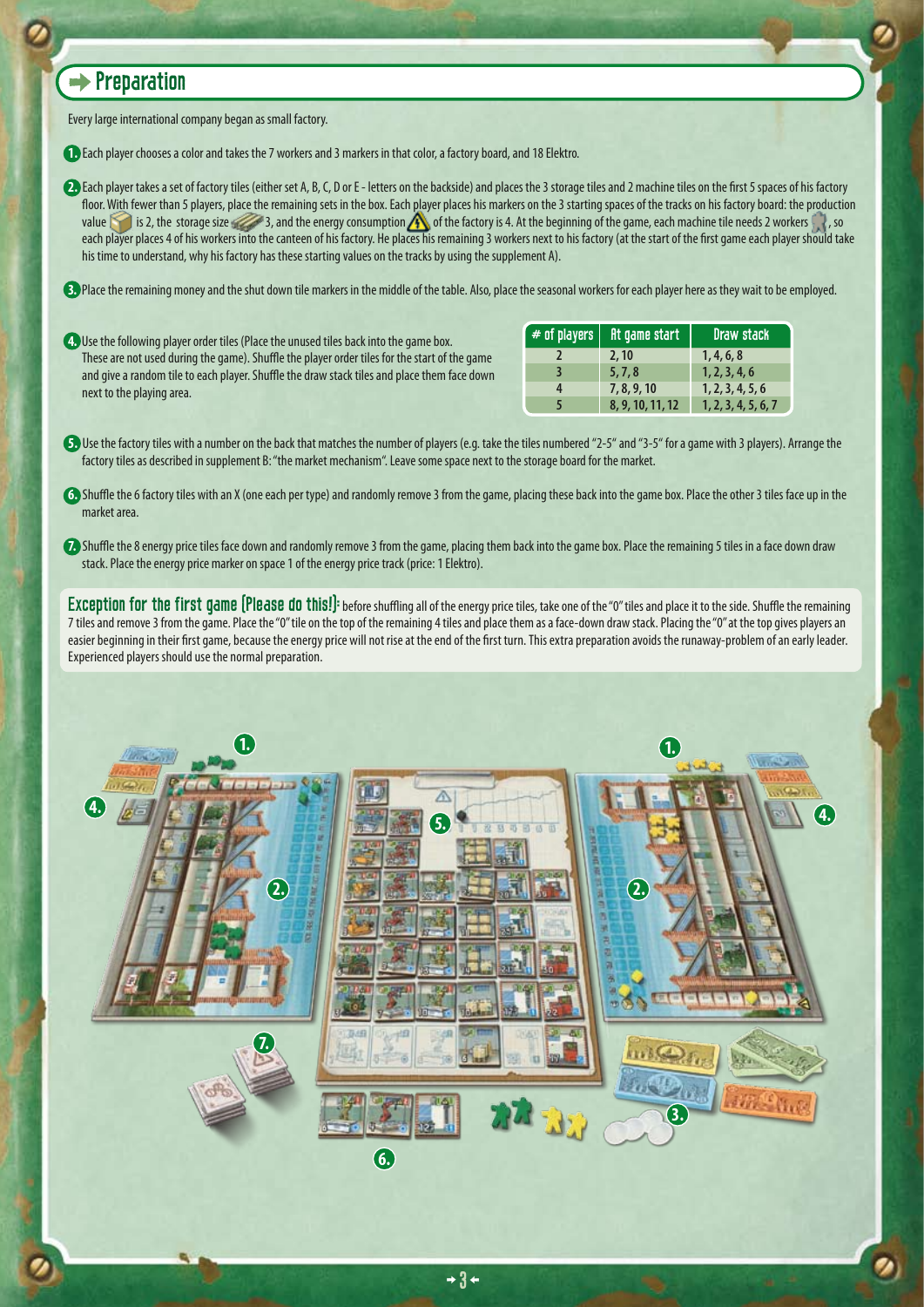## Preparation

Every large international company began as small factory.

1. Each player chooses a color and takes the 7 workers and 3 markers in that color, a factory board, and 18 Elektro.

2. Each player takes a set of factory tiles (either set A, B, C, D or E - letters on the backside) and places the 3 storage tiles and 2 machine tiles on the first 5 spaces of his factory floor. With fewer than 5 players, place the remaining sets in the box. Each player places his markers on the 3 starting spaces of the tracks on his factory board: the production value is 2, the storage size 3, and the energy consumption of the factory is 4. At the beginning of the game, each machine tile needs 2 workers, so each player places 4 of his workers into the canteen of his factory. He places his remaining 3 workers next to his factory (at the start of the first game each player should take his time to understand, why his factory has these starting values on the tracks by using the supplement A).

3. Place the remaining money and the shut down tile markers in the middle of the table. Also, place the seasonal workers for each player here as they wait to be employed.

4. Use the following player order tiles (Place the unused tiles back into the game box. These are not used during the game). Shuffle the player order tiles for the start of the game and give a random tile to each player. Shuffle the draw stack tiles and place them face down next to the playing area.

| # of players | At game start | Draw stack |
|---|---|---|
| 2 | 2, 10 | 1, 4, 6, 8 |
| 3 | 5, 7, 8 | 1, 2, 3, 4, 6 |
| 4 | 7, 8, 9, 10 | 1, 2, 3, 4, 5, 6 |
| 5 | 8, 9, 10, 11, 12 | 1, 2, 3, 4, 5, 6, 7 |

5. Use the factory tiles with a number on the back that matches the number of players (e.g. take the tiles numbered "2-5" and "3-5" for a game with 3 players). Arrange the factory tiles as described in supplement B: "the market mechanism". Leave some space next to the storage board for the market.

6. Shuffle the 6 factory tiles with an X (one each per type) and randomly remove 3 from the game, placing these back into the game box. Place the other 3 tiles face up in the market area.

7. Shuffle the 8 energy price tiles face down and randomly remove 3 from the game, placing them back into the game box. Place the remaining 5 tiles in a face down draw stack. Place the energy price marker on space 1 of the energy price track (price: 1 Elektro).

**Exception for the first game (Please do this!):** before shuffling all of the energy price tiles, take one of the "0" tiles and place it to the side. Shuffle the remaining 7 tiles and remove 3 from the game. Place the "0" tile on the top of the remaining 4 tiles and place them as a face-down draw stack. Placing the "0" at the top gives players an easier beginning in their first game, because the energy price will not rise at the end of the first turn. This extra preparation avoids the runaway-problem of an early leader. Experienced players should use the normal preparation.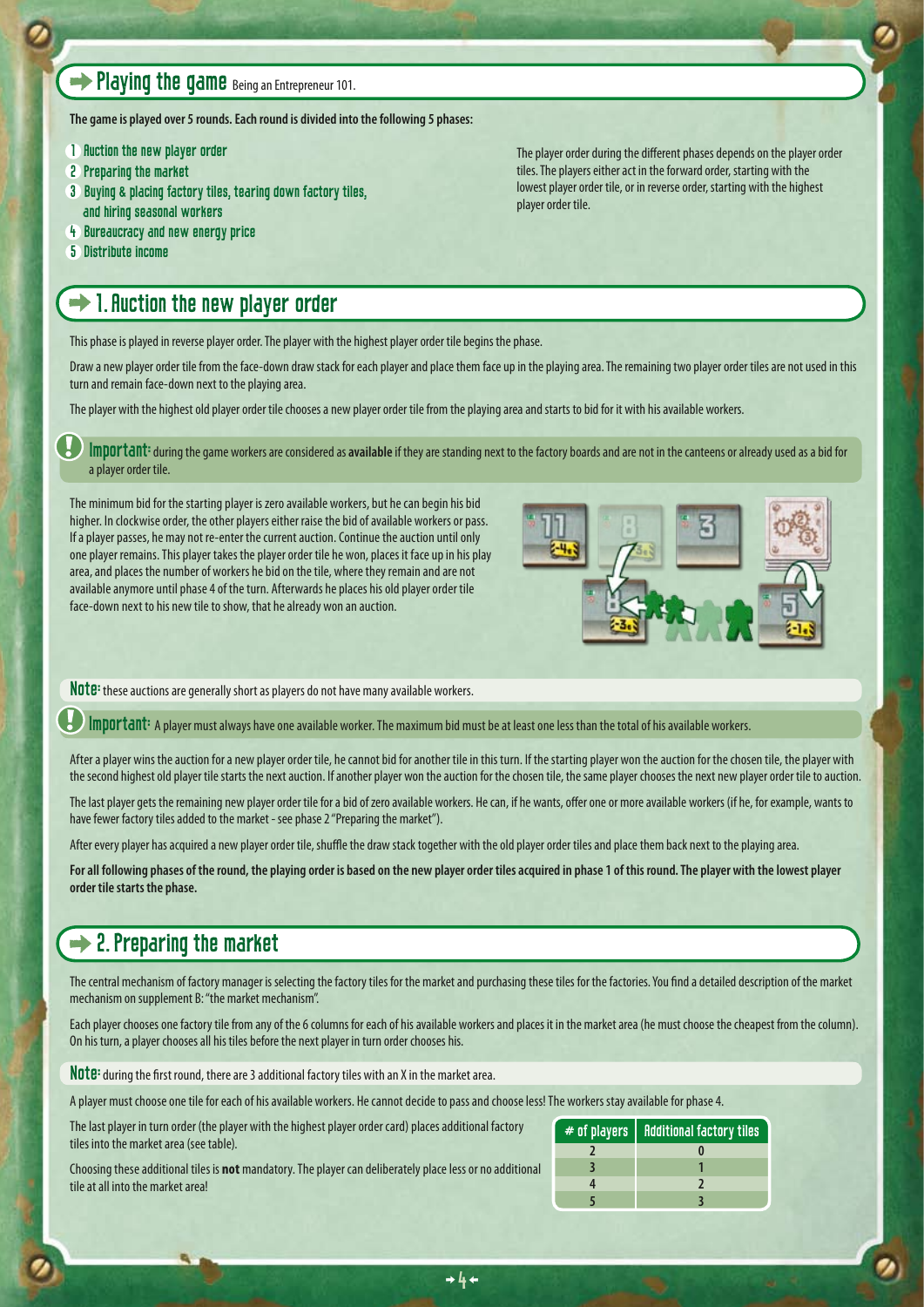## Playing the game Being an Entrepreneur 101.

**The game is played over 5 rounds. Each round is divided into the following 5 phases:**

1. Auction the new player order
2. Preparing the market
3. Buying & placing factory tiles, tearing down factory tiles, and hiring seasonal workers
4. Bureaucracy and new energy price
5. Distribute income

The player order during the different phases depends on the player order tiles. The players either act in the forward order, starting with the lowest player order tile, or in reverse order, starting with the highest player order tile.

## 1. Auction the new player order

This phase is played in reverse player order. The player with the highest player order tile begins the phase.

Draw a new player order tile from the face-down draw stack for each player and place them face up in the playing area. The remaining two player order tiles are not used in this turn and remain face-down next to the playing area.

The player with the highest old player order tile chooses a new player order tile from the playing area and starts to bid for it with his available workers.

**Important:** during the game workers are considered as **available** if they are standing next to the factory boards and are not in the canteens or already used as a bid for a player order tile.

The minimum bid for the starting player is zero available workers, but he can begin his bid higher. In clockwise order, the other players either raise the bid of available workers or pass. If a player passes, he may not re-enter the current auction. Continue the auction until only one player remains. This player takes the player order tile he won, places it face up in his play area, and places the number of workers he bid on the tile, where they remain and are not available anymore until phase 4 of the turn. Afterwards he places his old player order tile face-down next to his new tile to show, that he already won an auction.

**Note:** these auctions are generally short as players do not have many available workers.

**Important:** A player must always have one available worker. The maximum bid must be at least one less than the total of his available workers.

After a player wins the auction for a new player order tile, he cannot bid for another tile in this turn. If the starting player won the auction for the chosen tile, the player with the second highest old player tile starts the next auction. If another player won the auction for the chosen tile, the same player chooses the next new player order tile to auction.

The last player gets the remaining new player order tile for a bid of zero available workers. He can, if he wants, offer one or more available workers (if he, for example, wants to have fewer factory tiles added to the market - see phase 2 "Preparing the market").

After every player has acquired a new player order tile, shuffle the draw stack together with the old player order tiles and place them back next to the playing area.

**For all following phases of the round, the playing order is based on the new player order tiles acquired in phase 1 of this round. The player with the lowest player order tile starts the phase.**

## 2. Preparing the market

The central mechanism of factory manager is selecting the factory tiles for the market and purchasing these tiles for the factories. You find a detailed description of the market mechanism on supplement B: "the market mechanism".

Each player chooses one factory tile from any of the 6 columns for each of his available workers and places it in the market area (he must choose the cheapest from the column). On his turn, a player chooses all his tiles before the next player in turn order chooses his.

**Note:** during the first round, there are 3 additional factory tiles with an X in the market area.

A player must choose one tile for each of his available workers. He cannot decide to pass and choose less! The workers stay available for phase 4.

The last player in turn order (the player with the highest player order card) places additional factory tiles into the market area (see table).

Choosing these additional tiles is **not** mandatory. The player can deliberately place less or no additional tile at all into the market area!

| # of players | Additional factory tiles |
|---|---|
| 2 | 0 |
| 3 | 1 |
| 4 | 2 |
| 5 | 3 |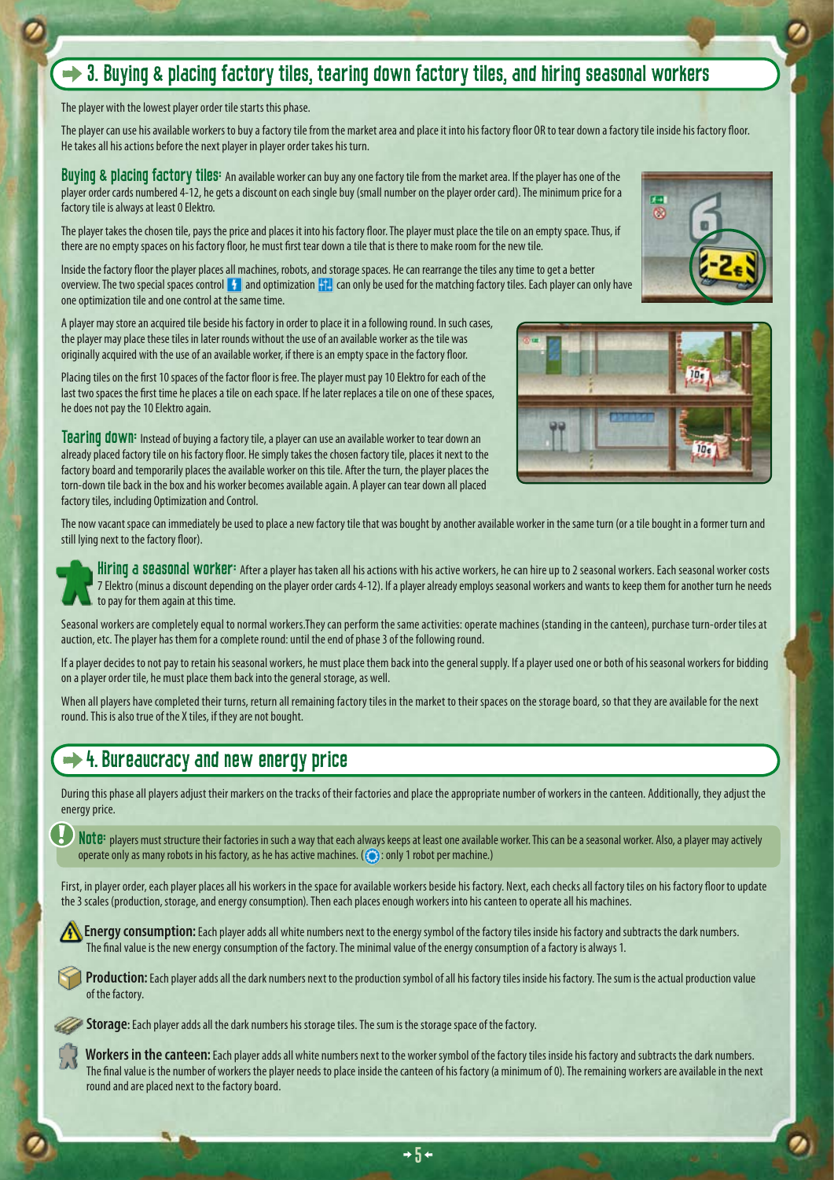## ➡ 3. Buying & placing factory tiles, tearing down factory tiles, and hiring seasonal workers

The player with the lowest player order tile starts this phase.

The player can use his available workers to buy a factory tile from the market area and place it into his factory floor OR to tear down a factory tile inside his factory floor. He takes all his actions before the next player in player order takes his turn.

**Buying & placing factory tiles:** An available worker can buy any one factory tile from the market area. If the player has one of the player order cards numbered 4-12, he gets a discount on each single buy (small number on the player order card). The minimum price for a factory tile is always at least 0 Elektro.

The player takes the chosen tile, pays the price and places it into his factory floor. The player must place the tile on an empty space. Thus, if there are no empty spaces on his factory floor, he must first tear down a tile that is there to make room for the new tile.

Inside the factory floor the player places all machines, robots, and storage spaces. He can rearrange the tiles any time to get a better overview. The two special spaces control and optimization can only be used for the matching factory tiles. Each player can only have one optimization tile and one control at the same time.

A player may store an acquired tile beside his factory in order to place it in a following round. In such cases, the player may place these tiles in later rounds without the use of an available worker as the tile was originally acquired with the use of an available worker, if there is an empty space in the factory floor.

Placing tiles on the first 10 spaces of the factor floor is free. The player must pay 10 Elektro for each of the last two spaces the first time he places a tile on each space. If he later replaces a tile on one of these spaces, he does not pay the 10 Elektro again.

**Tearing down:** Instead of buying a factory tile, a player can use an available worker to tear down an already placed factory tile on his factory floor. He simply takes the chosen factory tile, places it next to the factory board and temporarily places the available worker on this tile. After the turn, the player places the torn-down tile back in the box and his worker becomes available again. A player can tear down all placed factory tiles, including Optimization and Control.

The now vacant space can immediately be used to place a new factory tile that was bought by another available worker in the same turn (or a tile bought in a former turn and still lying next to the factory floor).

**Hiring a seasonal worker:** After a player has taken all his actions with his active workers, he can hire up to 2 seasonal workers. Each seasonal worker costs 7 Elektro (minus a discount depending on the player order cards 4-12). If a player already employs seasonal workers and wants to keep them for another turn he needs to pay for them again at this time.

Seasonal workers are completely equal to normal workers.They can perform the same activities: operate machines (standing in the canteen), purchase turn-order tiles at auction, etc. The player has them for a complete round: until the end of phase 3 of the following round.

If a player decides to not pay to retain his seasonal workers, he must place them back into the general supply. If a player used one or both of his seasonal workers for bidding on a player order tile, he must place them back into the general storage, as well.

When all players have completed their turns, return all remaining factory tiles in the market to their spaces on the storage board, so that they are available for the next round. This is also true of the X tiles, if they are not bought.

## ➡ 4. Bureaucracy and new energy price

During this phase all players adjust their markers on the tracks of their factories and place the appropriate number of workers in the canteen. Additionally, they adjust the energy price.

**Note:** players must structure their factories in such a way that each always keeps at least one available worker. This can be a seasonal worker. Also, a player may actively operate only as many robots in his factory, as he has active machines. (: only 1 robot per machine.)

First, in player order, each player places all his workers in the space for available workers beside his factory. Next, each checks all factory tiles on his factory floor to update the 3 scales (production, storage, and energy consumption). Then each places enough workers into his canteen to operate all his machines.

**Energy consumption:** Each player adds all white numbers next to the energy symbol of the factory tiles inside his factory and subtracts the dark numbers. The final value is the new energy consumption of the factory. The minimal value of the energy consumption of a factory is always 1.

**Production:** Each player adds all the dark numbers next to the production symbol of all his factory tiles inside his factory. The sum is the actual production value of the factory.

**Storage:** Each player adds all the dark numbers his storage tiles. The sum is the storage space of the factory.

**Workers in the canteen:** Each player adds all white numbers next to the worker symbol of the factory tiles inside his factory and subtracts the dark numbers. The final value is the number of workers the player needs to place inside the canteen of his factory (a minimum of 0). The remaining workers are available in the next round and are placed next to the factory board.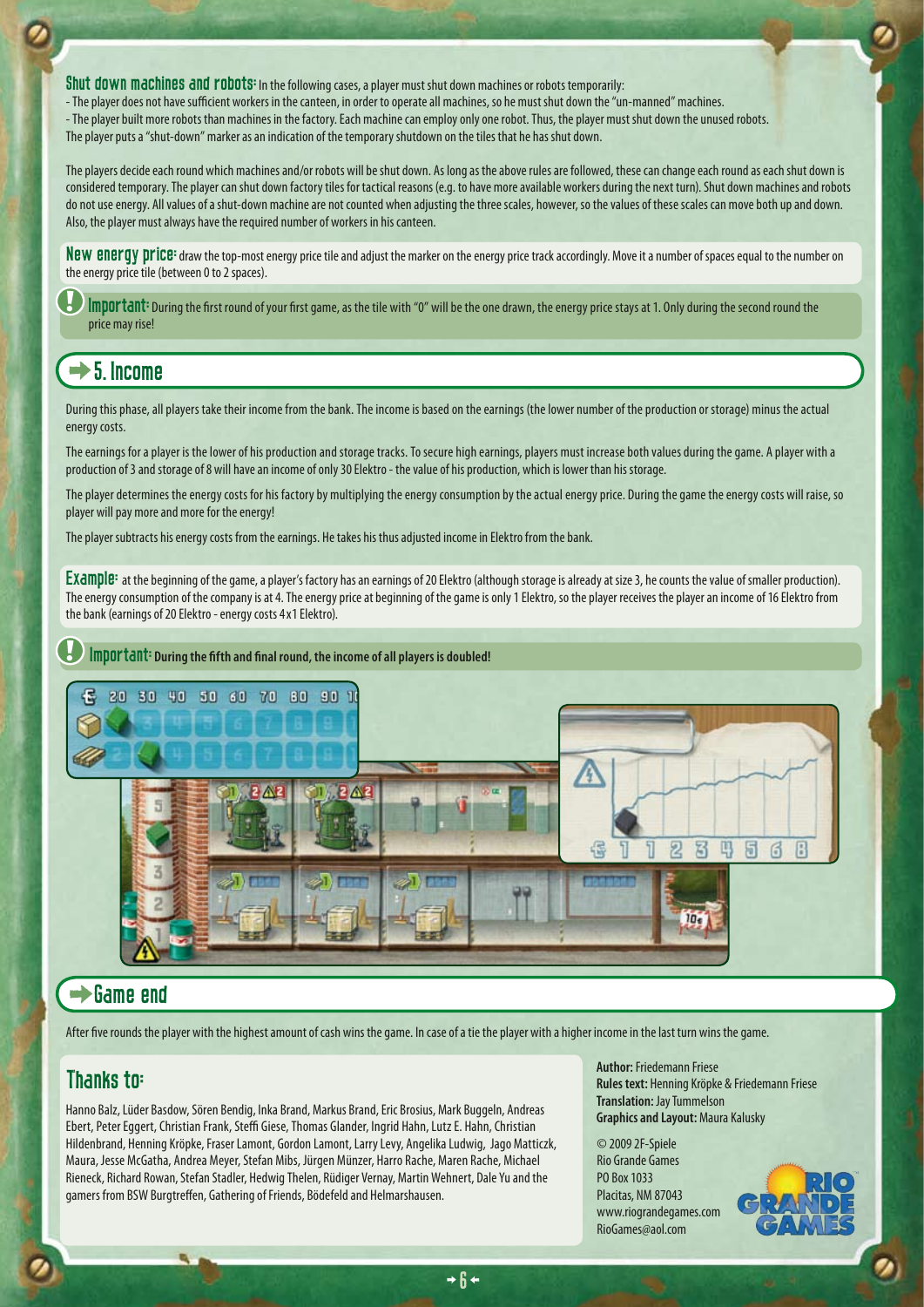**Shut down machines and robots:** In the following cases, a player must shut down machines or robots temporarily:

- The player does not have sufficient workers in the canteen, in order to operate all machines, so he must shut down the "un-manned" machines.
- The player built more robots than machines in the factory. Each machine can employ only one robot. Thus, the player must shut down the unused robots.

The player puts a "shut-down" marker as an indication of the temporary shutdown on the tiles that he has shut down.

The players decide each round which machines and/or robots will be shut down. As long as the above rules are followed, these can change each round as each shut down is considered temporary. The player can shut down factory tiles for tactical reasons (e.g. to have more available workers during the next turn). Shut down machines and robots do not use energy. All values of a shut-down machine are not counted when adjusting the three scales, however, so the values of these scales can move both up and down. Also, the player must always have the required number of workers in his canteen.

**New energy price:** draw the top-most energy price tile and adjust the marker on the energy price track accordingly. Move it a number of spaces equal to the number on the energy price tile (between 0 to 2 spaces).

**Important:** During the first round of your first game, as the tile with "0" will be the one drawn, the energy price stays at 1. Only during the second round the price may rise!

## 5. Income

During this phase, all players take their income from the bank. The income is based on the earnings (the lower number of the production or storage) minus the actual energy costs.

The earnings for a player is the lower of his production and storage tracks. To secure high earnings, players must increase both values during the game. A player with a production of 3 and storage of 8 will have an income of only 30 Elektro - the value of his production, which is lower than his storage.

The player determines the energy costs for his factory by multiplying the energy consumption by the actual energy price. During the game the energy costs will raise, so player will pay more and more for the energy!

The player subtracts his energy costs from the earnings. He takes his thus adjusted income in Elektro from the bank.

**Example:** at the beginning of the game, a player's factory has an earnings of 20 Elektro (although storage is already at size 3, he counts the value of smaller production). The energy consumption of the company is at 4. The energy price at beginning of the game is only 1 Elektro, so the player receives the player an income of 16 Elektro from the bank (earnings of 20 Elektro - energy costs 4x1 Elektro).

**Important: During the fifth and final round, the income of all players is doubled!**

## Game end

After five rounds the player with the highest amount of cash wins the game. In case of a tie the player with a higher income in the last turn wins the game.

## Thanks to:

Hanno Balz, Lüder Basdow, Sören Bendig, Inka Brand, Markus Brand, Eric Brosius, Mark Buggeln, Andreas Ebert, Peter Eggert, Christian Frank, Steffi Giese, Thomas Glander, Ingrid Hahn, Lutz E. Hahn, Christian Hildenbrand, Henning Kröpke, Fraser Lamont, Gordon Lamont, Larry Levy, Angelika Ludwig, Jago Matticzk, Maura, Jesse McGatha, Andrea Meyer, Stefan Mibs, Jürgen Münzer, Harro Rache, Maren Rache, Michael Rieneck, Richard Rowan, Stefan Stadler, Hedwig Thelen, Rüdiger Vernay, Martin Wehnert, Dale Yu and the gamers from BSW Burgtreffen, Gathering of Friends, Bödefeld and Helmarshausen.

**Author:** Friedemann Friese
**Rules text:** Henning Kröpke & Friedemann Friese
**Translation:** Jay Tummelson
**Graphics and Layout:** Maura Kalusky

© 2009 2F-Spiele
Rio Grande Games
PO Box 1033
Placitas, NM 87043
www.riograndegames.com
RioGames@aol.com